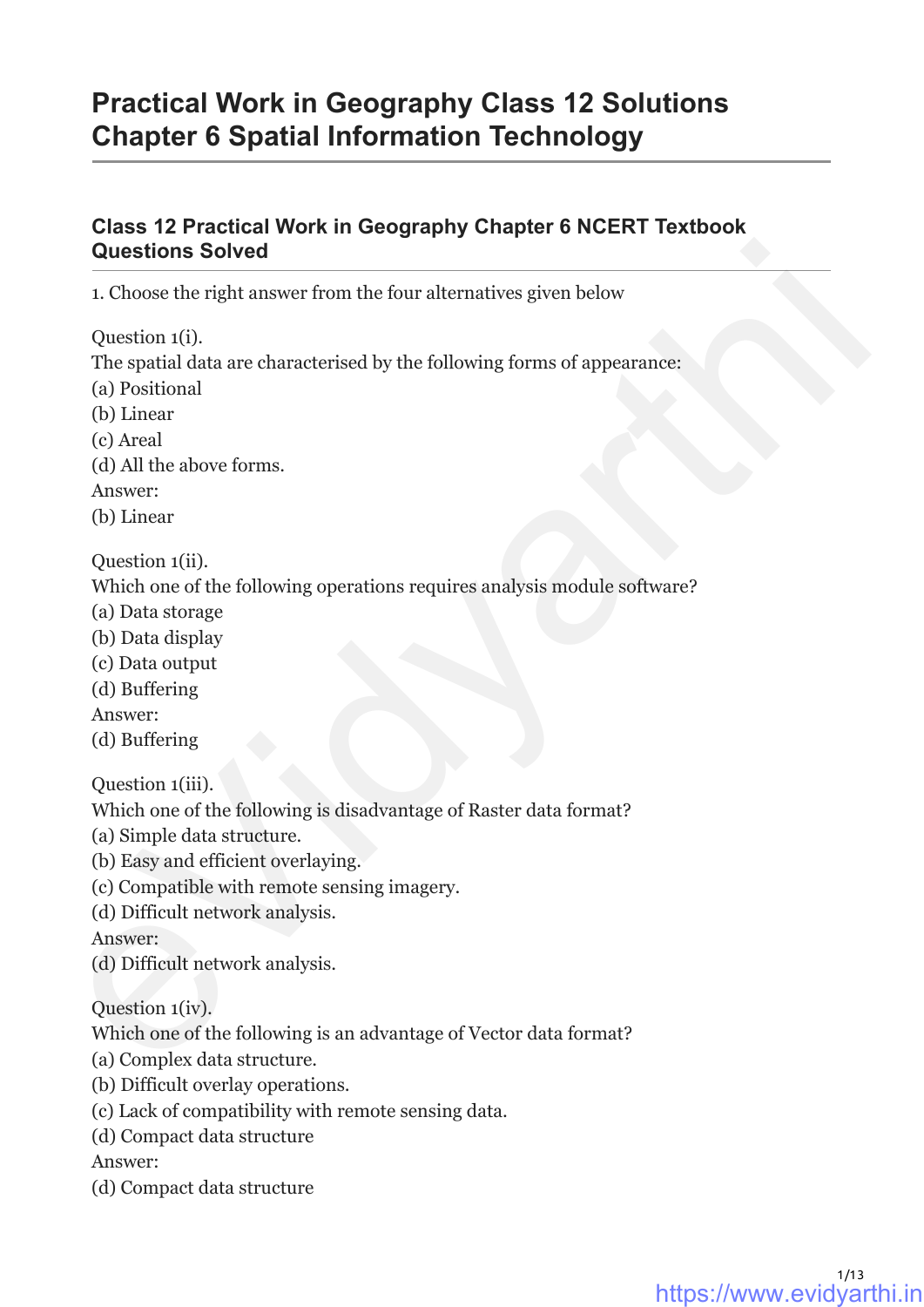# Practical Work in Geography Class 12 Solutions Chapter 6 Spatial Information Technology

## Class 12 Practical Work in Geography Chapter 6 NCERT Textbook Questions Solved

1. Choose the right answer from the four alternatives given below

Question 1(i).
The spatial data are characterised by the following forms of appearance:
(a) Positional
(b) Linear
(c) Areal
(d) All the above forms.
Answer:
(b) Linear

Question 1(ii).
Which one of the following operations requires analysis module software?
(a) Data storage
(b) Data display
(c) Data output
(d) Buffering
Answer:
(d) Buffering

Question 1(iii).
Which one of the following is disadvantage of Raster data format?
(a) Simple data structure.
(b) Easy and efficient overlaying.
(c) Compatible with remote sensing imagery.
(d) Difficult network analysis.
Answer:
(d) Difficult network analysis.

Question 1(iv).
Which one of the following is an advantage of Vector data format?
(a) Complex data structure.
(b) Difficult overlay operations.
(c) Lack of compatibility with remote sensing data.
(d) Compact data structure
Answer:
(d) Compact data structure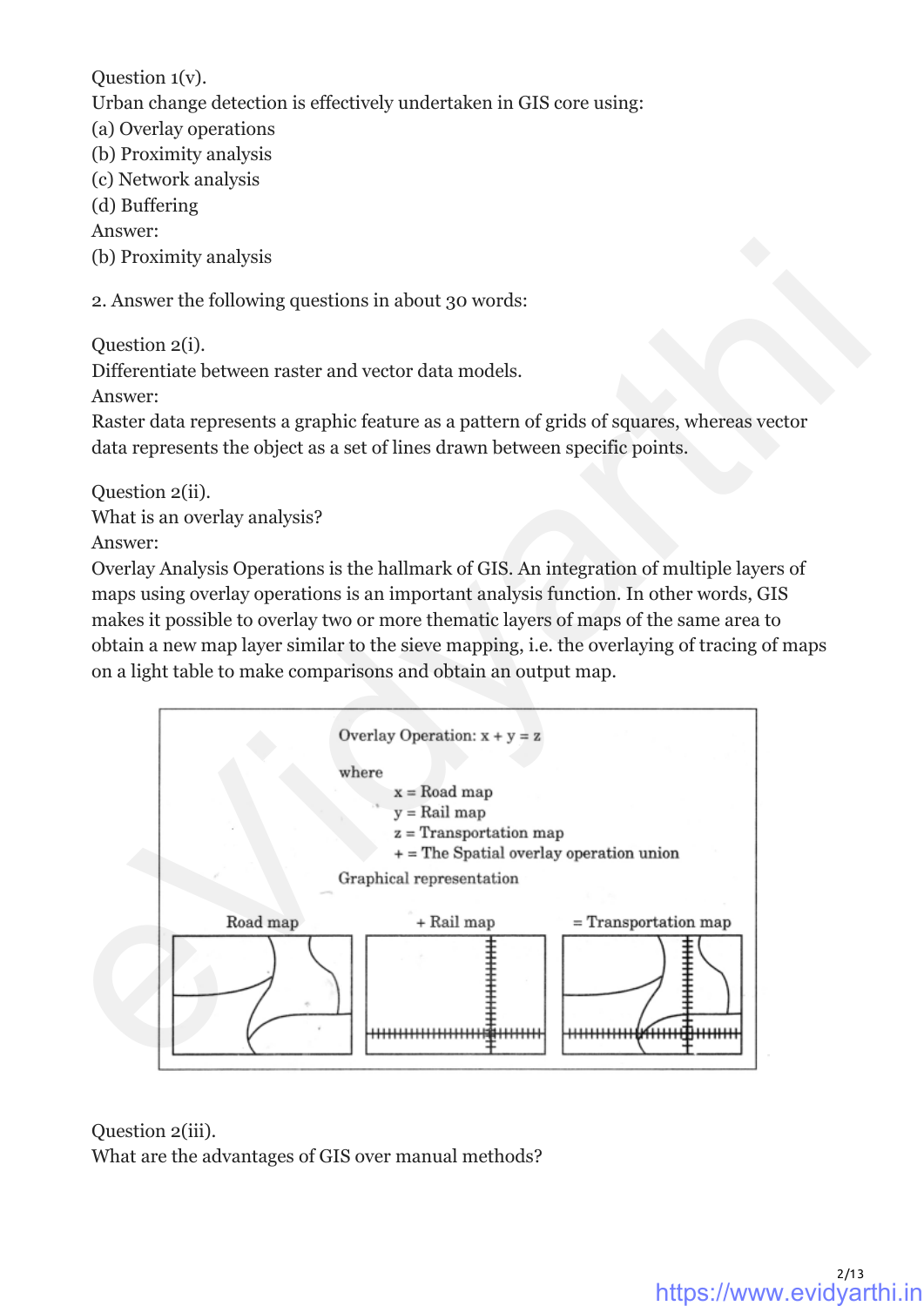Question 1(v).
Urban change detection is effectively undertaken in GIS core using:
(a) Overlay operations
(b) Proximity analysis
(c) Network analysis
(d) Buffering
Answer:
(b) Proximity analysis

2. Answer the following questions in about 30 words:

Question 2(i).
Differentiate between raster and vector data models.
Answer:
Raster data represents a graphic feature as a pattern of grids of squares, whereas vector data represents the object as a set of lines drawn between specific points.

Question 2(ii).
What is an overlay analysis?
Answer:
Overlay Analysis Operations is the hallmark of GIS. An integration of multiple layers of maps using overlay operations is an important analysis function. In other words, GIS makes it possible to overlay two or more thematic layers of maps of the same area to obtain a new map layer similar to the sieve mapping, i.e. the overlaying of tracing of maps on a light table to make comparisons and obtain an output map.

Overlay Operation: x + y = z

where
x = Road map
y = Rail map
z = Transportation map
\+ = The Spatial overlay operation union

Graphical representation

Road map
\+ Rail map
= Transportation map

Question 2(iii).
What are the advantages of GIS over manual methods?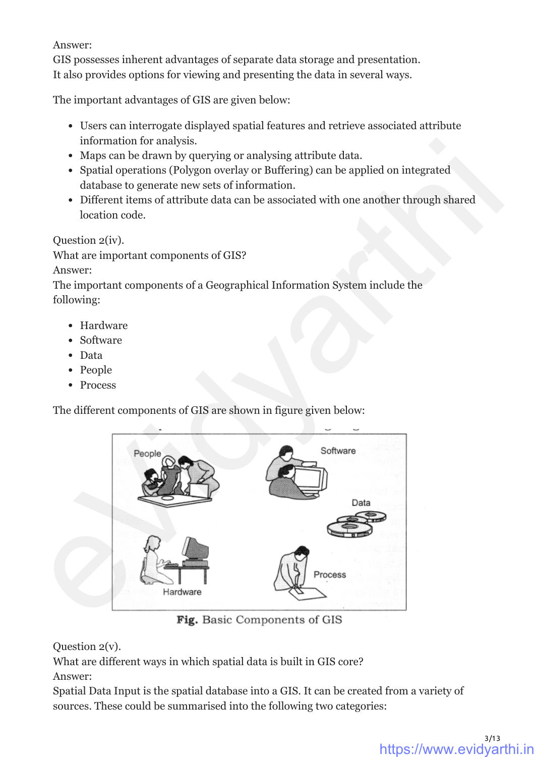Answer:
GIS possesses inherent advantages of separate data storage and presentation.
It also provides options for viewing and presenting the data in several ways.

The important advantages of GIS are given below:

- Users can interrogate displayed spatial features and retrieve associated attribute information for analysis.
- Maps can be drawn by querying or analysing attribute data.
- Spatial operations (Polygon overlay or Buffering) can be applied on integrated database to generate new sets of information.
- Different items of attribute data can be associated with one another through shared location code.

Question 2(iv).
What are important components of GIS?
Answer:
The important components of a Geographical Information System include the following:

- Hardware
- Software
- Data
- People
- Process

The different components of GIS are shown in figure given below:

People
Software
Data
Hardware
Process

**Fig.** Basic Components of GIS

Question 2(v).
What are different ways in which spatial data is built in GIS core?
Answer:
Spatial Data Input is the spatial database into a GIS. It can be created from a variety of sources. These could be summarised into the following two categories: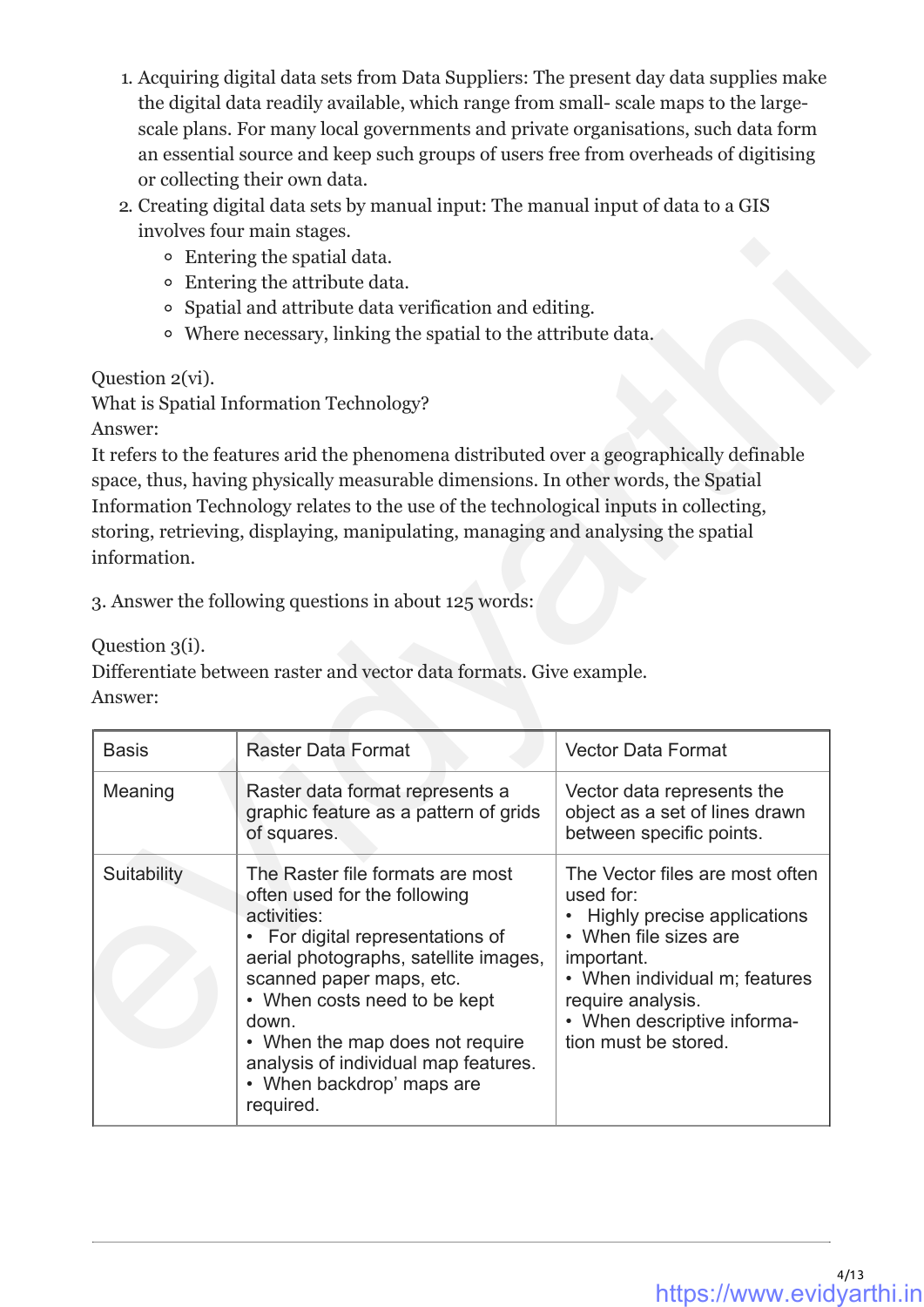1. Acquiring digital data sets from Data Suppliers: The present day data supplies make the digital data readily available, which range from small- scale maps to the large-scale plans. For many local governments and private organisations, such data form an essential source and keep such groups of users free from overheads of digitising or collecting their own data.
2. Creating digital data sets by manual input: The manual input of data to a GIS involves four main stages.
   - Entering the spatial data.
   - Entering the attribute data.
   - Spatial and attribute data verification and editing.
   - Where necessary, linking the spatial to the attribute data.

Question 2(vi).
What is Spatial Information Technology?
Answer:
It refers to the features arid the phenomena distributed over a geographically definable space, thus, having physically measurable dimensions. In other words, the Spatial Information Technology relates to the use of the technological inputs in collecting, storing, retrieving, displaying, manipulating, managing and analysing the spatial information.

3. Answer the following questions in about 125 words:

Question 3(i).
Differentiate between raster and vector data formats. Give example.
Answer:

| Basis | Raster Data Format | Vector Data Format |
|---|---|---|
| Meaning | Raster data format represents a graphic feature as a pattern of grids of squares. | Vector data represents the object as a set of lines drawn between specific points. |
| Suitability | The Raster file formats are most often used for the following activities:<br>• For digital representations of aerial photographs, satellite images, scanned paper maps, etc.<br>• When costs need to be kept down.<br>• When the map does not require analysis of individual map features.<br>• When backdrop' maps are required. | The Vector files are most often used for:<br>• Highly precise applications<br>• When file sizes are important.<br>• When individual m; features require analysis.<br>• When descriptive information must be stored. |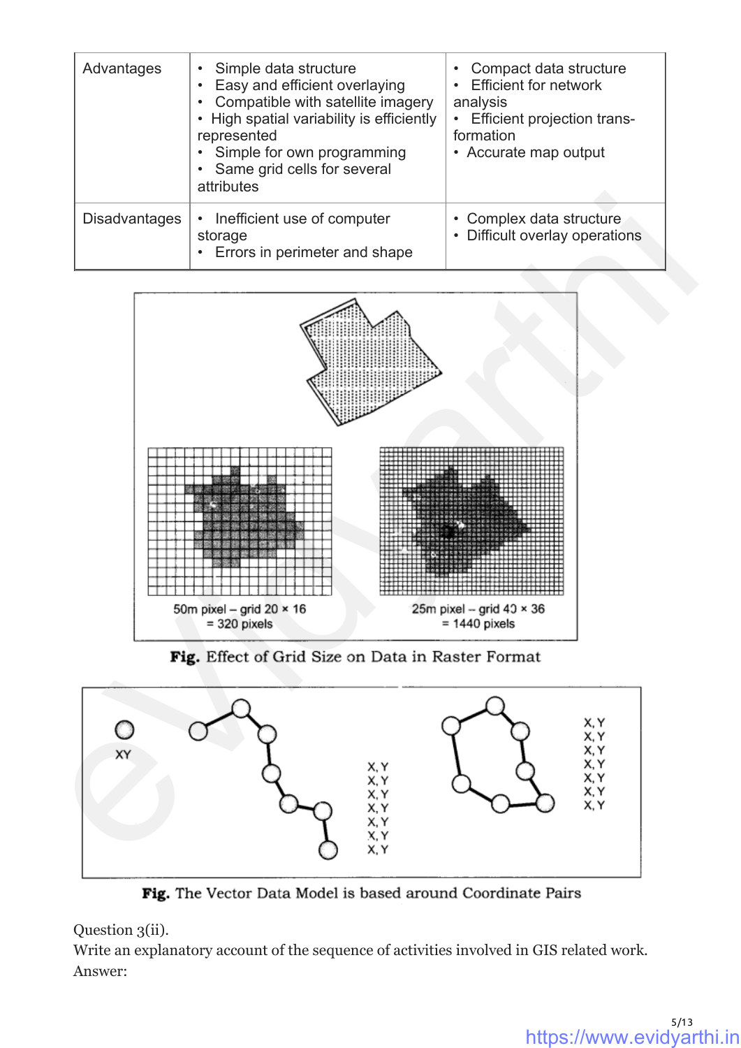| | | |
|---|---|---|
| Advantages | • Simple data structure<br>• Easy and efficient overlaying<br>• Compatible with satellite imagery<br>• High spatial variability is efficiently represented<br>• Simple for own programming<br>• Same grid cells for several attributes | • Compact data structure<br>• Efficient for network analysis<br>• Efficient projection trans-formation<br>• Accurate map output |
| Disadvantages | • Inefficient use of computer storage<br>• Errors in perimeter and shape | • Complex data structure<br>• Difficult overlay operations |

50m pixel – grid 20 × 16
= 320 pixels

25m pixel – grid 40 × 36
= 1440 pixels

**Fig.** Effect of Grid Size on Data in Raster Format

XY

X, Y
X, Y
X, Y
X, Y
X, Y
X, Y
X, Y

X, Y
X, Y
X, Y
X, Y
X, Y
X, Y
X, Y

**Fig.** The Vector Data Model is based around Coordinate Pairs

Question 3(ii).
Write an explanatory account of the sequence of activities involved in GIS related work.
Answer: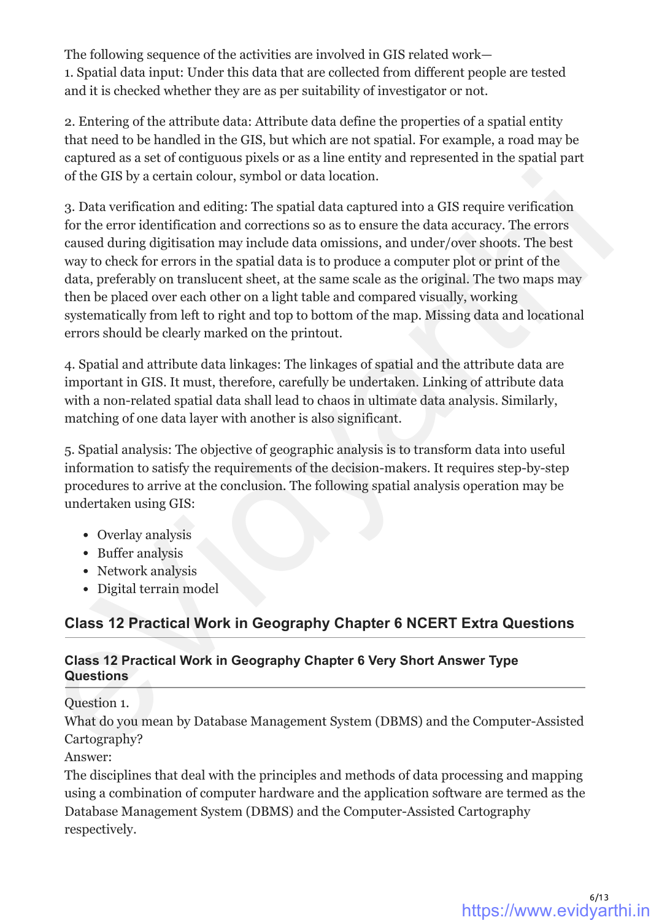The following sequence of the activities are involved in GIS related work—
1. Spatial data input: Under this data that are collected from different people are tested and it is checked whether they are as per suitability of investigator or not.

2. Entering of the attribute data: Attribute data define the properties of a spatial entity that need to be handled in the GIS, but which are not spatial. For example, a road may be captured as a set of contiguous pixels or as a line entity and represented in the spatial part of the GIS by a certain colour, symbol or data location.

3. Data verification and editing: The spatial data captured into a GIS require verification for the error identification and corrections so as to ensure the data accuracy. The errors caused during digitisation may include data omissions, and under/over shoots. The best way to check for errors in the spatial data is to produce a computer plot or print of the data, preferably on translucent sheet, at the same scale as the original. The two maps may then be placed over each other on a light table and compared visually, working systematically from left to right and top to bottom of the map. Missing data and locational errors should be clearly marked on the printout.

4. Spatial and attribute data linkages: The linkages of spatial and the attribute data are important in GIS. It must, therefore, carefully be undertaken. Linking of attribute data with a non-related spatial data shall lead to chaos in ultimate data analysis. Similarly, matching of one data layer with another is also significant.

5. Spatial analysis: The objective of geographic analysis is to transform data into useful information to satisfy the requirements of the decision-makers. It requires step-by-step procedures to arrive at the conclusion. The following spatial analysis operation may be undertaken using GIS:

- Overlay analysis
- Buffer analysis
- Network analysis
- Digital terrain model

## Class 12 Practical Work in Geography Chapter 6 NCERT Extra Questions

### Class 12 Practical Work in Geography Chapter 6 Very Short Answer Type Questions

Question 1.
What do you mean by Database Management System (DBMS) and the Computer-Assisted Cartography?
Answer:
The disciplines that deal with the principles and methods of data processing and mapping using a combination of computer hardware and the application software are termed as the Database Management System (DBMS) and the Computer-Assisted Cartography respectively.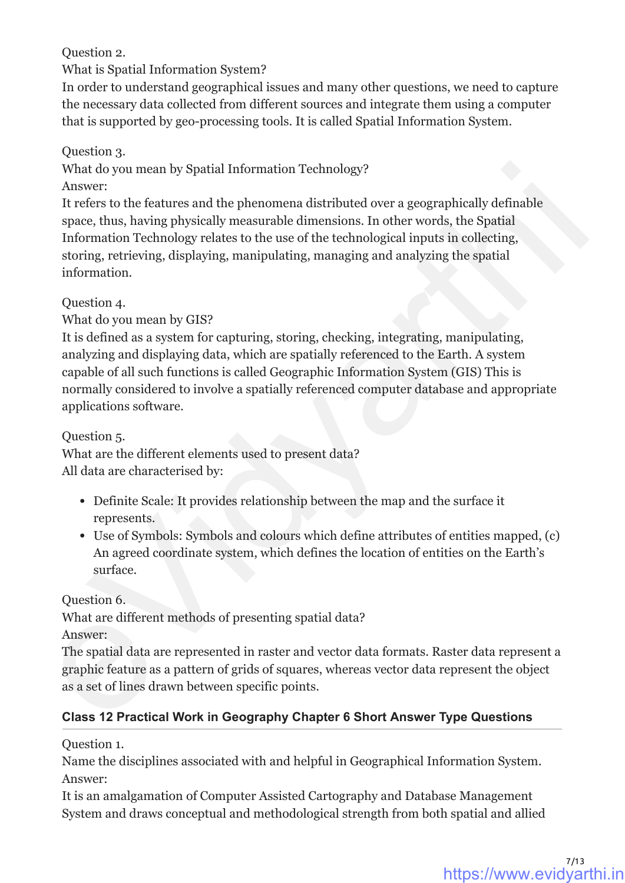Question 2.
What is Spatial Information System?
In order to understand geographical issues and many other questions, we need to capture the necessary data collected from different sources and integrate them using a computer that is supported by geo-processing tools. It is called Spatial Information System.

Question 3.
What do you mean by Spatial Information Technology?
Answer:
It refers to the features and the phenomena distributed over a geographically definable space, thus, having physically measurable dimensions. In other words, the Spatial Information Technology relates to the use of the technological inputs in collecting, storing, retrieving, displaying, manipulating, managing and analyzing the spatial information.

Question 4.
What do you mean by GIS?
It is defined as a system for capturing, storing, checking, integrating, manipulating, analyzing and displaying data, which are spatially referenced to the Earth. A system capable of all such functions is called Geographic Information System (GIS) This is normally considered to involve a spatially referenced computer database and appropriate applications software.

Question 5.
What are the different elements used to present data?
All data are characterised by:

- Definite Scale: It provides relationship between the map and the surface it represents.
- Use of Symbols: Symbols and colours which define attributes of entities mapped, (c) An agreed coordinate system, which defines the location of entities on the Earth's surface.

Question 6.
What are different methods of presenting spatial data?
Answer:
The spatial data are represented in raster and vector data formats. Raster data represent a graphic feature as a pattern of grids of squares, whereas vector data represent the object as a set of lines drawn between specific points.

### Class 12 Practical Work in Geography Chapter 6 Short Answer Type Questions

Question 1.
Name the disciplines associated with and helpful in Geographical Information System.
Answer:
It is an amalgamation of Computer Assisted Cartography and Database Management System and draws conceptual and methodological strength from both spatial and allied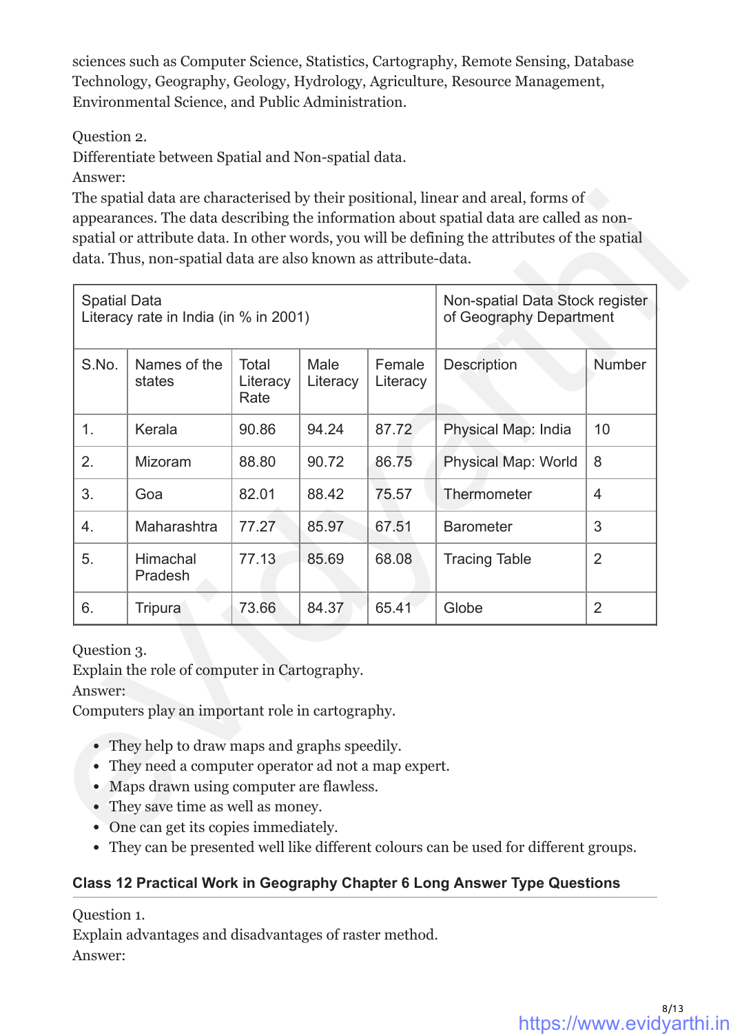sciences such as Computer Science, Statistics, Cartography, Remote Sensing, Database Technology, Geography, Geology, Hydrology, Agriculture, Resource Management, Environmental Science, and Public Administration.

Question 2.
Differentiate between Spatial and Non-spatial data.
Answer:
The spatial data are characterised by their positional, linear and areal, forms of appearances. The data describing the information about spatial data are called as non-spatial or attribute data. In other words, you will be defining the attributes of the spatial data. Thus, non-spatial data are also known as attribute-data.

| Spatial Data Literacy rate in India (in % in 2001) | | | | | Non-spatial Data Stock register of Geography Department | |
|---|---|---|---|---|---|---|
| S.No. | Names of the states | Total Literacy Rate | Male Literacy | Female Literacy | Description | Number |
| 1. | Kerala | 90.86 | 94.24 | 87.72 | Physical Map: India | 10 |
| 2. | Mizoram | 88.80 | 90.72 | 86.75 | Physical Map: World | 8 |
| 3. | Goa | 82.01 | 88.42 | 75.57 | Thermometer | 4 |
| 4. | Maharashtra | 77.27 | 85.97 | 67.51 | Barometer | 3 |
| 5. | Himachal Pradesh | 77.13 | 85.69 | 68.08 | Tracing Table | 2 |
| 6. | Tripura | 73.66 | 84.37 | 65.41 | Globe | 2 |

Question 3.
Explain the role of computer in Cartography.
Answer:
Computers play an important role in cartography.

- They help to draw maps and graphs speedily.
- They need a computer operator ad not a map expert.
- Maps drawn using computer are flawless.
- They save time as well as money.
- One can get its copies immediately.
- They can be presented well like different colours can be used for different groups.

### Class 12 Practical Work in Geography Chapter 6 Long Answer Type Questions

Question 1.
Explain advantages and disadvantages of raster method.
Answer: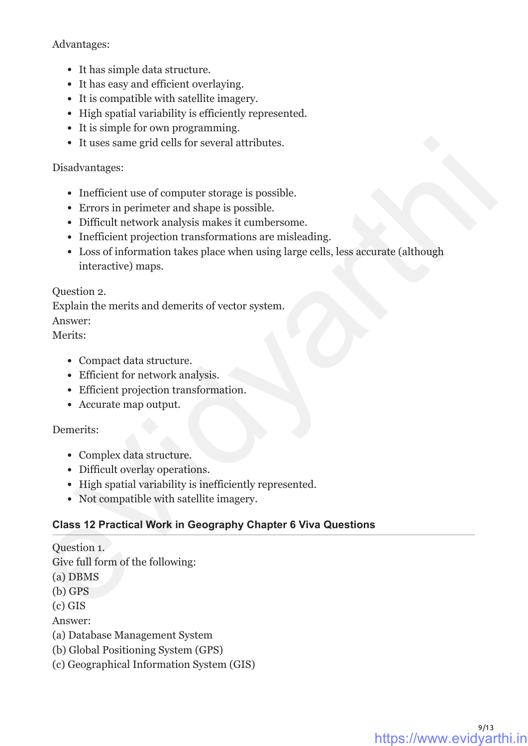Advantages:

- It has simple data structure.
- It has easy and efficient overlaying.
- It is compatible with satellite imagery.
- High spatial variability is efficiently represented.
- It is simple for own programming.
- It uses same grid cells for several attributes.

Disadvantages:

- Inefficient use of computer storage is possible.
- Errors in perimeter and shape is possible.
- Difficult network analysis makes it cumbersome.
- Inefficient projection transformations are misleading.
- Loss of information takes place when using large cells, less accurate (although interactive) maps.

Question 2.
Explain the merits and demerits of vector system.
Answer:
Merits:

- Compact data structure.
- Efficient for network analysis.
- Efficient projection transformation.
- Accurate map output.

Demerits:

- Complex data structure.
- Difficult overlay operations.
- High spatial variability is inefficiently represented.
- Not compatible with satellite imagery.

## Class 12 Practical Work in Geography Chapter 6 Viva Questions

Question 1.
Give full form of the following:
(a) DBMS
(b) GPS
(c) GIS
Answer:
(a) Database Management System
(b) Global Positioning System (GPS)
(c) Geographical Information System (GIS)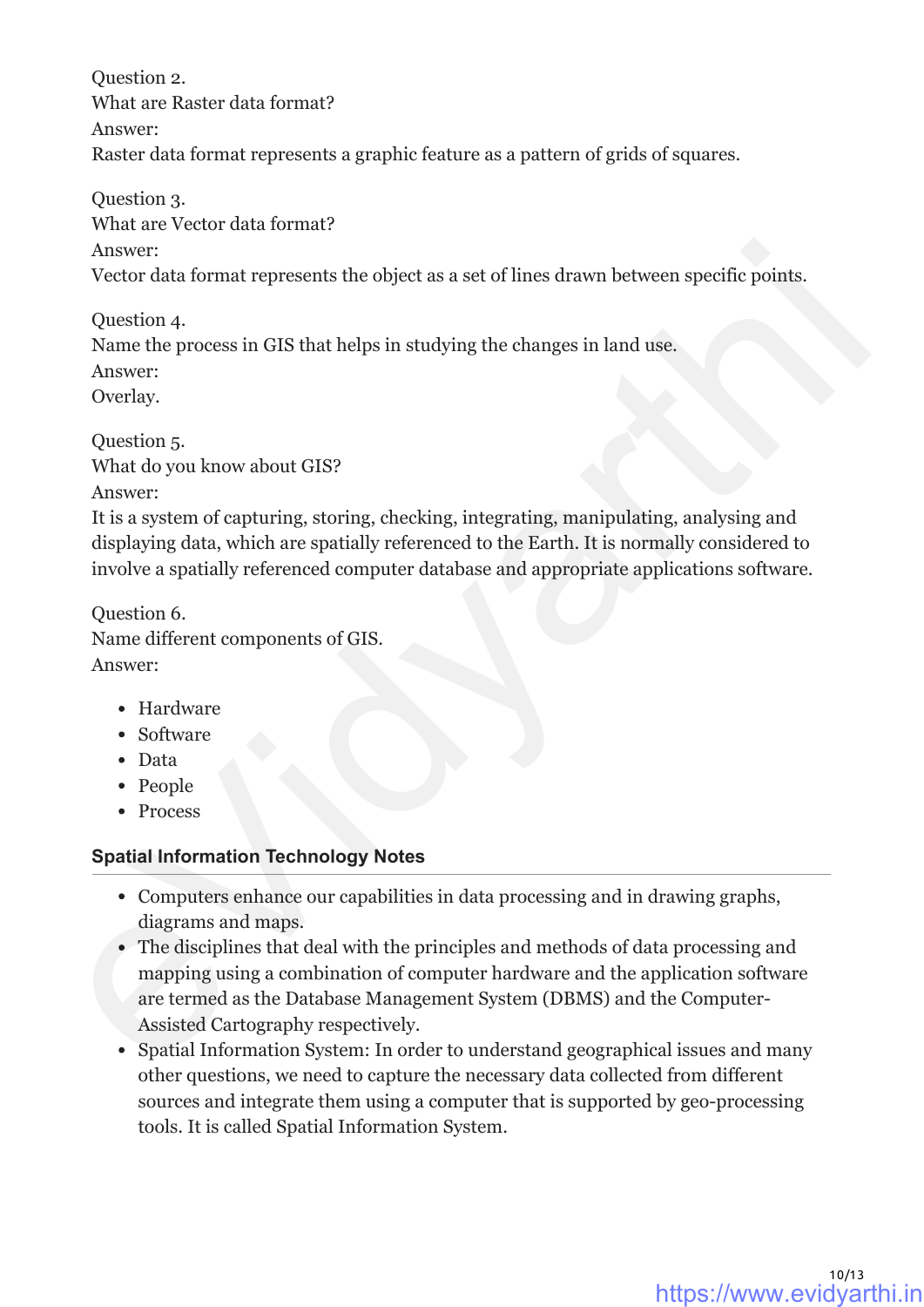Question 2.
What are Raster data format?
Answer:
Raster data format represents a graphic feature as a pattern of grids of squares.

Question 3.
What are Vector data format?
Answer:
Vector data format represents the object as a set of lines drawn between specific points.

Question 4.
Name the process in GIS that helps in studying the changes in land use.
Answer:
Overlay.

Question 5.
What do you know about GIS?
Answer:
It is a system of capturing, storing, checking, integrating, manipulating, analysing and displaying data, which are spatially referenced to the Earth. It is normally considered to involve a spatially referenced computer database and appropriate applications software.

Question 6.
Name different components of GIS.
Answer:

- Hardware
- Software
- Data
- People
- Process

### Spatial Information Technology Notes

- Computers enhance our capabilities in data processing and in drawing graphs, diagrams and maps.
- The disciplines that deal with the principles and methods of data processing and mapping using a combination of computer hardware and the application software are termed as the Database Management System (DBMS) and the Computer-Assisted Cartography respectively.
- Spatial Information System: In order to understand geographical issues and many other questions, we need to capture the necessary data collected from different sources and integrate them using a computer that is supported by geo-processing tools. It is called Spatial Information System.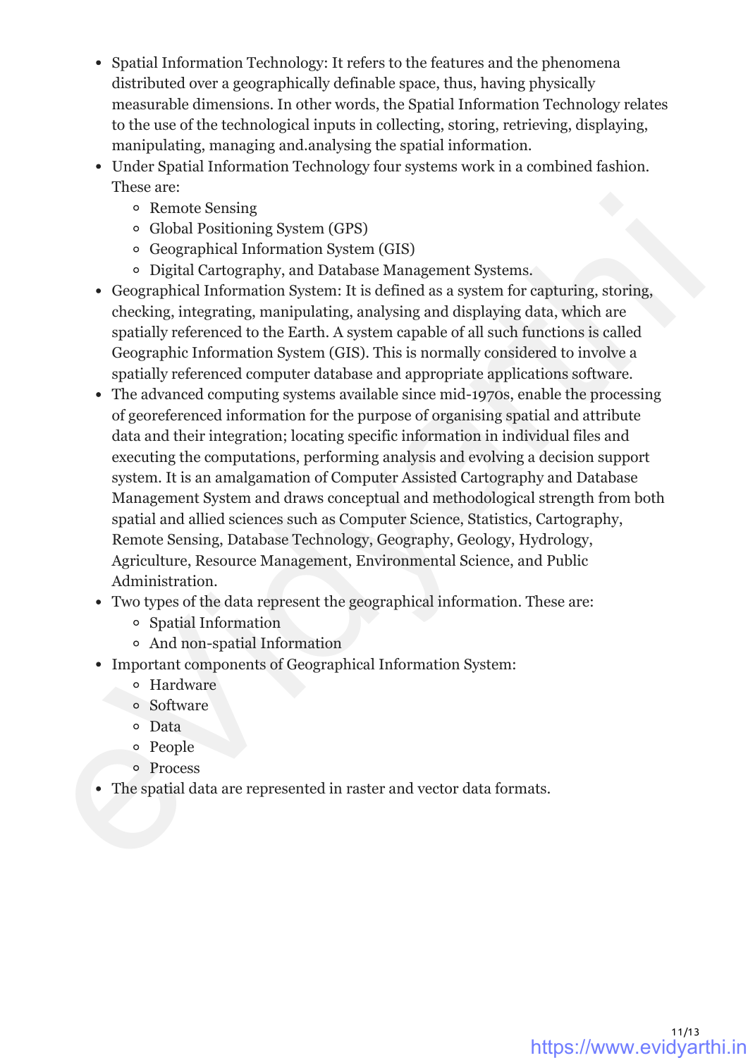- Spatial Information Technology: It refers to the features and the phenomena distributed over a geographically definable space, thus, having physically measurable dimensions. In other words, the Spatial Information Technology relates to the use of the technological inputs in collecting, storing, retrieving, displaying, manipulating, managing and.analysing the spatial information.
- Under Spatial Information Technology four systems work in a combined fashion. These are:
    - Remote Sensing
    - Global Positioning System (GPS)
    - Geographical Information System (GIS)
    - Digital Cartography, and Database Management Systems.
- Geographical Information System: It is defined as a system for capturing, storing, checking, integrating, manipulating, analysing and displaying data, which are spatially referenced to the Earth. A system capable of all such functions is called Geographic Information System (GIS). This is normally considered to involve a spatially referenced computer database and appropriate applications software.
- The advanced computing systems available since mid-1970s, enable the processing of georeferenced information for the purpose of organising spatial and attribute data and their integration; locating specific information in individual files and executing the computations, performing analysis and evolving a decision support system. It is an amalgamation of Computer Assisted Cartography and Database Management System and draws conceptual and methodological strength from both spatial and allied sciences such as Computer Science, Statistics, Cartography, Remote Sensing, Database Technology, Geography, Geology, Hydrology, Agriculture, Resource Management, Environmental Science, and Public Administration.
- Two types of the data represent the geographical information. These are:
    - Spatial Information
    - And non-spatial Information
- Important components of Geographical Information System:
    - Hardware
    - Software
    - Data
    - People
    - Process
- The spatial data are represented in raster and vector data formats.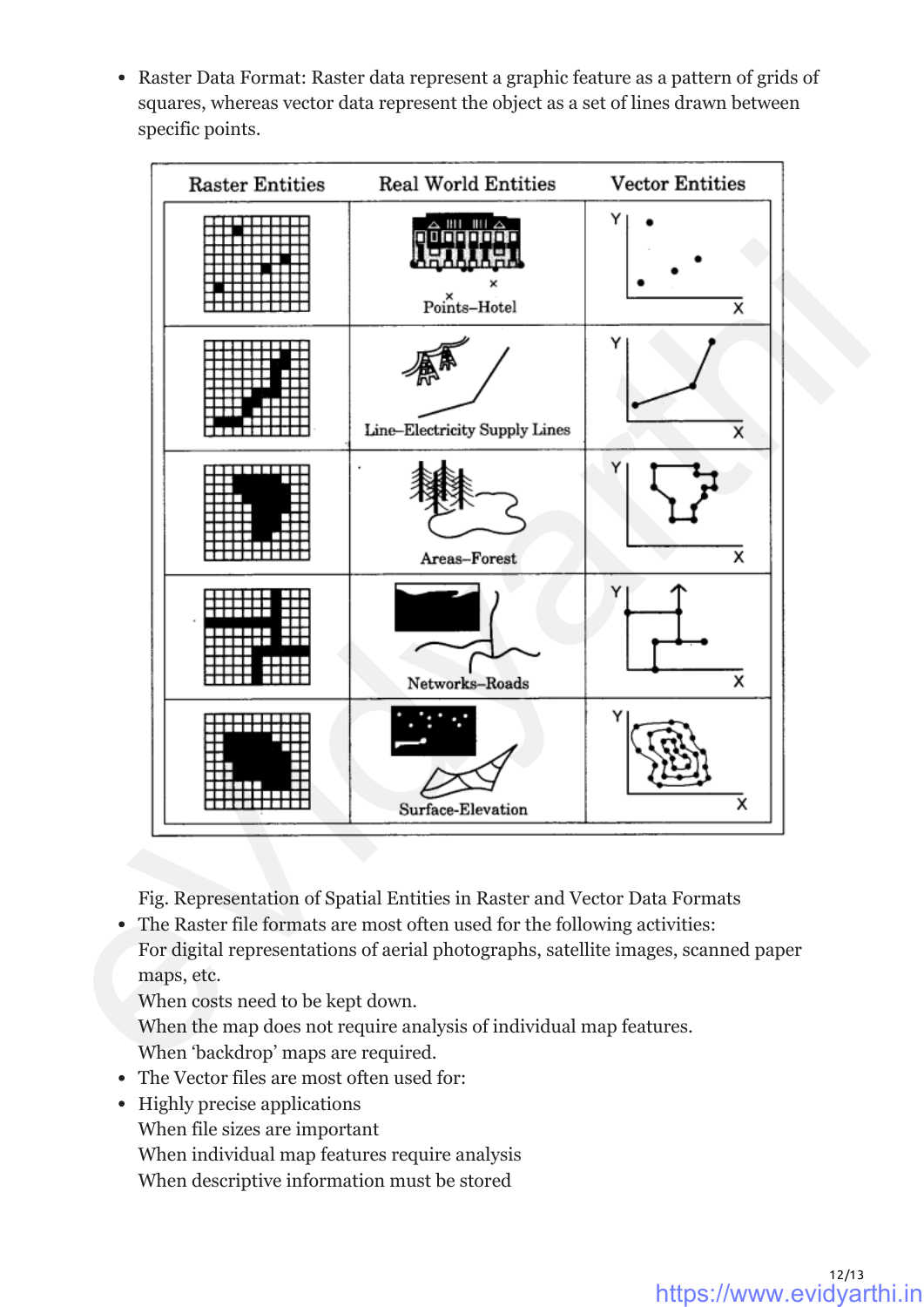- Raster Data Format: Raster data represent a graphic feature as a pattern of grids of squares, whereas vector data represent the object as a set of lines drawn between specific points.

| Raster Entities | Real World Entities | Vector Entities |
|---|---|---|
| | Points–Hotel | |
| | Line–Electricity Supply Lines | |
| | Areas–Forest | |
| | Networks–Roads | |
| | Surface-Elevation | |

Fig. Representation of Spatial Entities in Raster and Vector Data Formats

- The Raster file formats are most often used for the following activities:
  For digital representations of aerial photographs, satellite images, scanned paper maps, etc.
  When costs need to be kept down.
  When the map does not require analysis of individual map features.
  When 'backdrop' maps are required.
- The Vector files are most often used for:
- Highly precise applications
  When file sizes are important
  When individual map features require analysis
  When descriptive information must be stored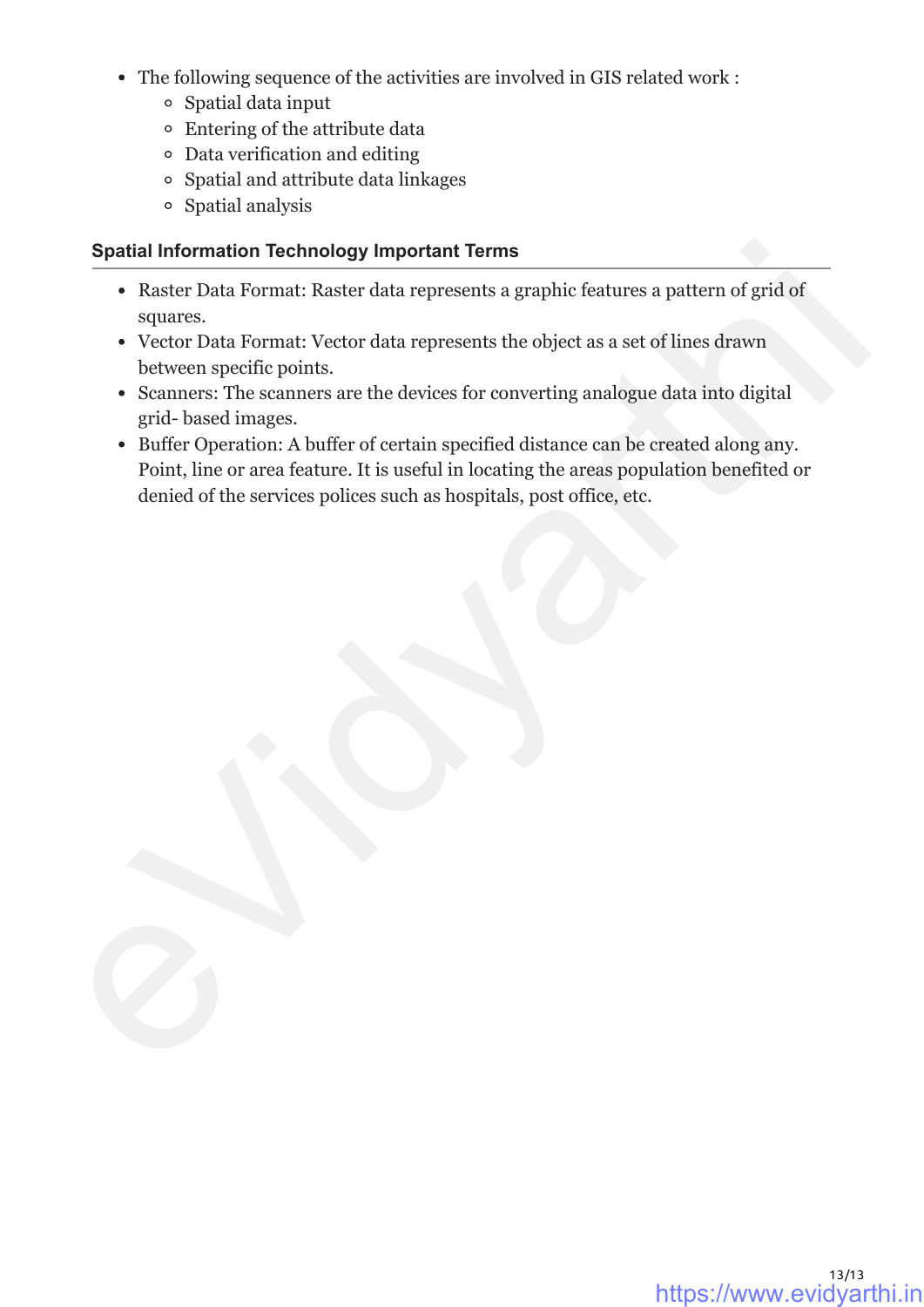- The following sequence of the activities are involved in GIS related work :
  - Spatial data input
  - Entering of the attribute data
  - Data verification and editing
  - Spatial and attribute data linkages
  - Spatial analysis

### Spatial Information Technology Important Terms

- Raster Data Format: Raster data represents a graphic features a pattern of grid of squares.
- Vector Data Format: Vector data represents the object as a set of lines drawn between specific points.
- Scanners: The scanners are the devices for converting analogue data into digital grid- based images.
- Buffer Operation: A buffer of certain specified distance can be created along any. Point, line or area feature. It is useful in locating the areas population benefited or denied of the services polices such as hospitals, post office, etc.